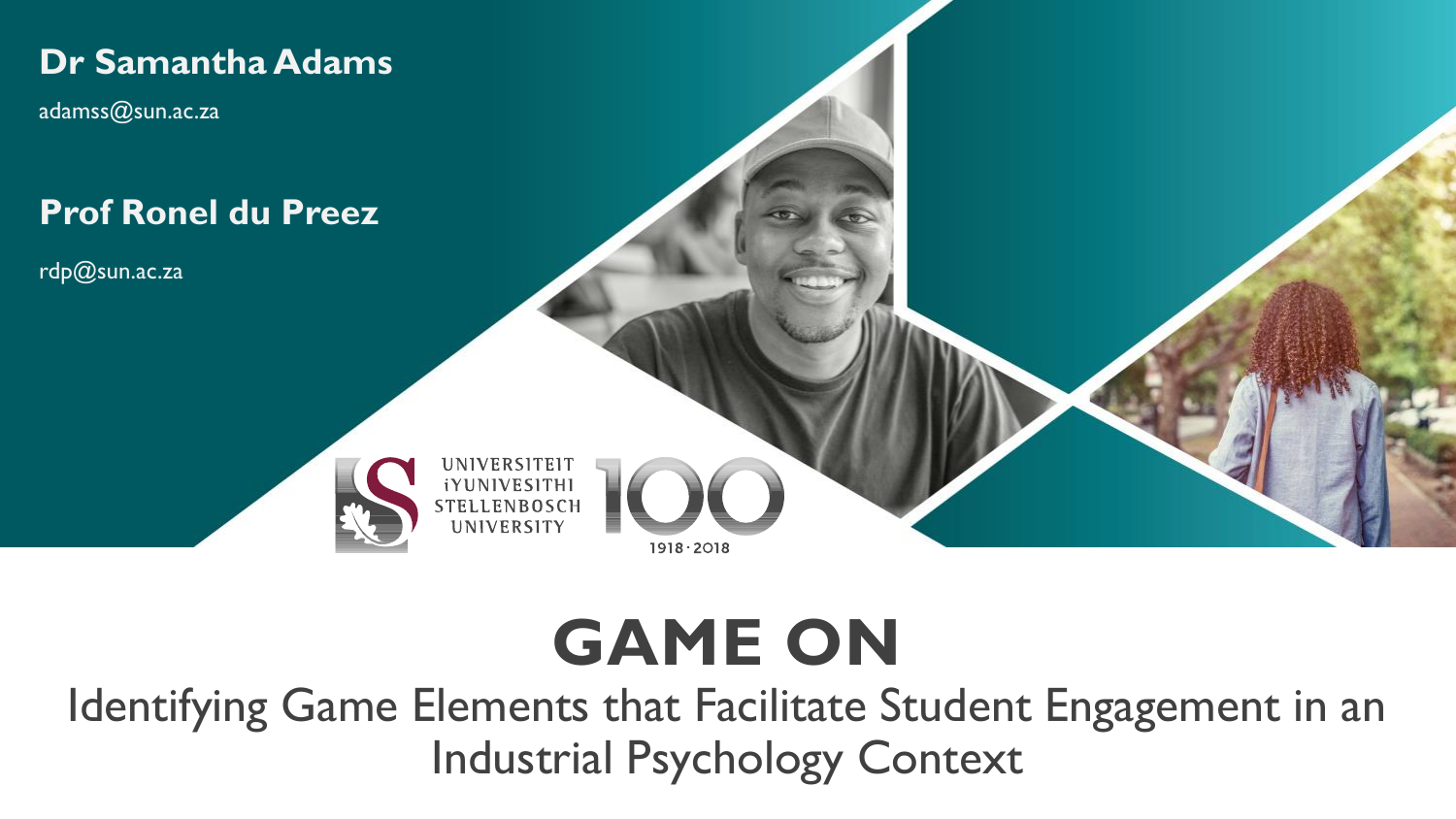**Dr Samantha Adams**

adamss@sun.ac.za

**Prof Ronel du Preez**

rdp@sun.ac.za

UNIVERSITEIT
iYUNIVESITHI
STELLENBOSCH
UNIVERSITY

100

1918 · 2018

# GAME ON

## Identifying Game Elements that Facilitate Student Engagement in an Industrial Psychology Context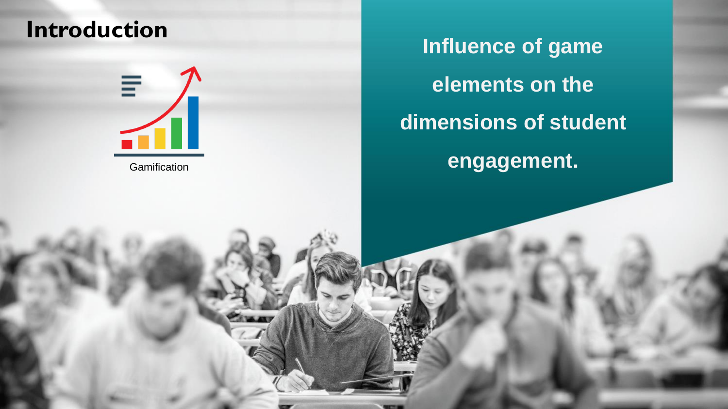# Introduction

Gamification

**Influence of game elements on the dimensions of student engagement.**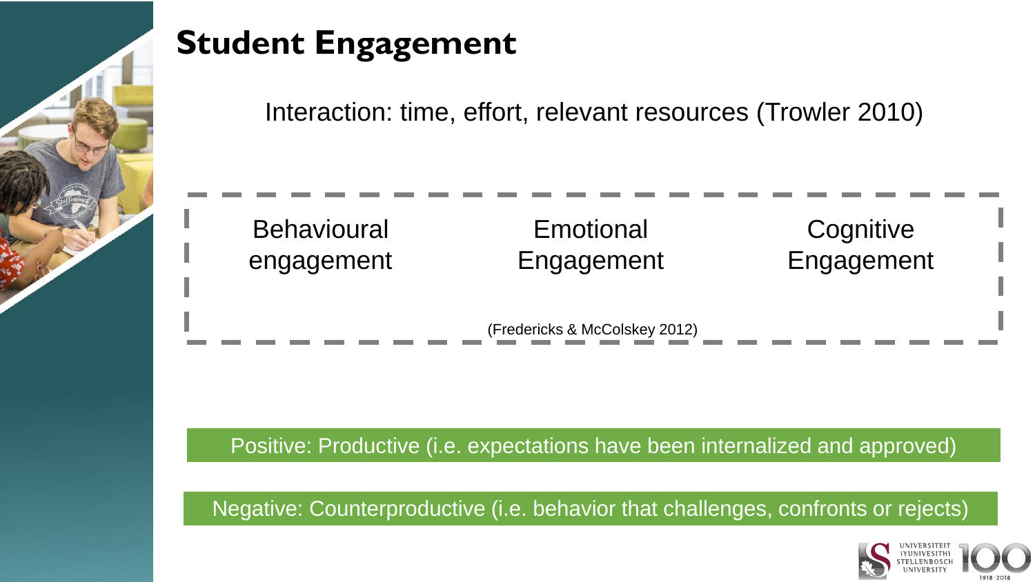# Student Engagement

Interaction: time, effort, relevant resources (Trowler 2010)

- Behavioural engagement
- Emotional Engagement
- Cognitive Engagement

(Fredericks & McColskey 2012)

Positive: Productive (i.e. expectations have been internalized and approved)

Negative: Counterproductive (i.e. behavior that challenges, confronts or rejects)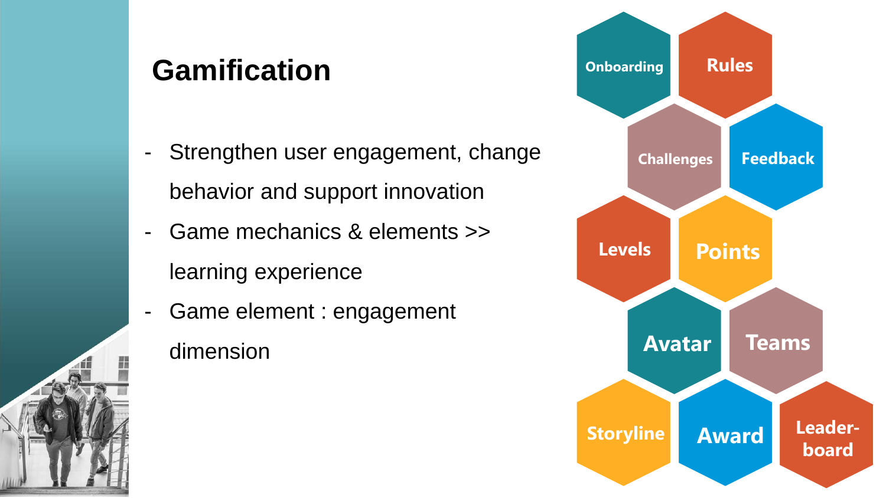# Gamification

- Strengthen user engagement, change behavior and support innovation
- Game mechanics & elements >> learning experience
- Game element : engagement dimension

Onboarding

Rules

Challenges

Feedback

Levels

Points

Avatar

Teams

Storyline

Award

Leader-board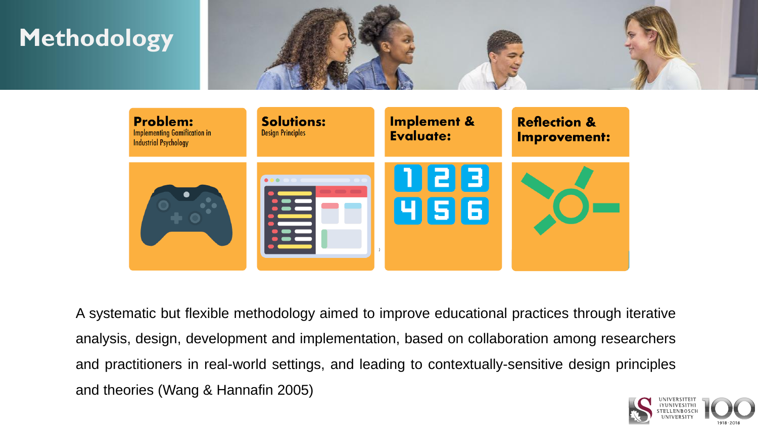# Methodology

**Problem:**
Implementing Gamification in Industrial Psychology

**Solutions:**
Design Principles

**Implement & Evaluate:**

**Reflection & Improvement:**

A systematic but flexible methodology aimed to improve educational practices through iterative analysis, design, development and implementation, based on collaboration among researchers and practitioners in real-world settings, and leading to contextually-sensitive design principles and theories (Wang & Hannafin 2005)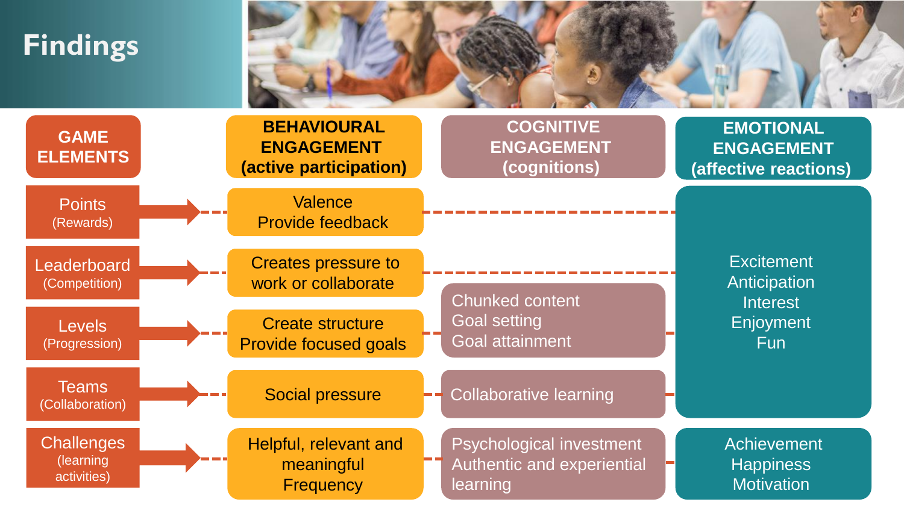# Findings

| GAME ELEMENTS | BEHAVIOURAL ENGAGEMENT (active participation) | COGNITIVE ENGAGEMENT (cognitions) | EMOTIONAL ENGAGEMENT (affective reactions) |
| --- | --- | --- | --- |
| Points (Rewards) | Valence<br>Provide feedback | | Excitement<br>Anticipation<br>Interest<br>Enjoyment<br>Fun |
| Leaderboard (Competition) | Creates pressure to work or collaborate | | |
| Levels (Progression) | Create structure<br>Provide focused goals | Chunked content<br>Goal setting<br>Goal attainment | |
| Teams (Collaboration) | Social pressure | Collaborative learning | |
| Challenges (learning activities) | Helpful, relevant and meaningful<br>Frequency | Psychological investment<br>Authentic and experiential learning | Achievement<br>Happiness<br>Motivation |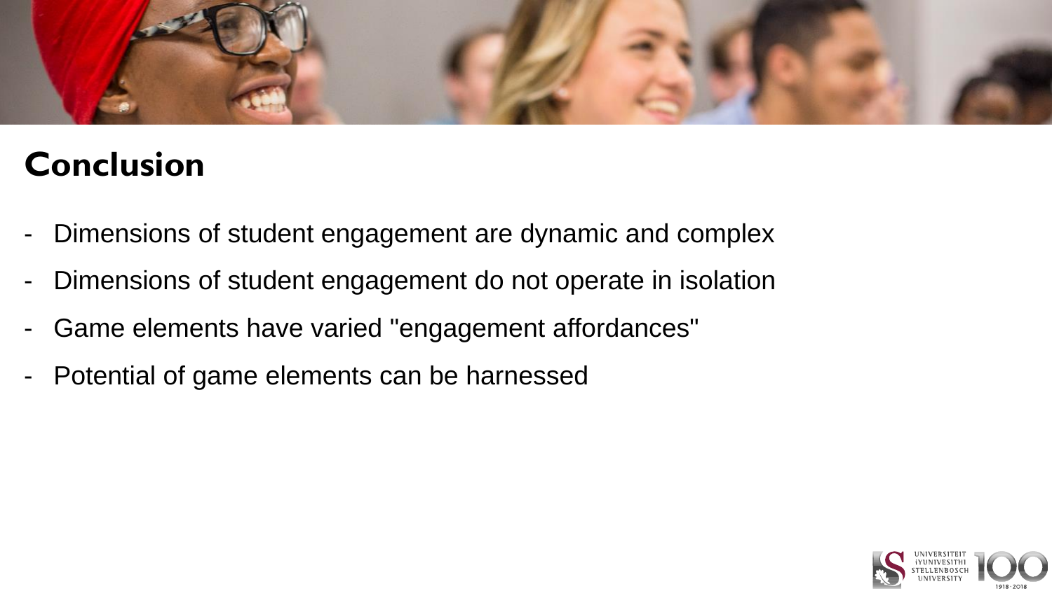## Conclusion

- Dimensions of student engagement are dynamic and complex
- Dimensions of student engagement do not operate in isolation
- Game elements have varied "engagement affordances"
- Potential of game elements can be harnessed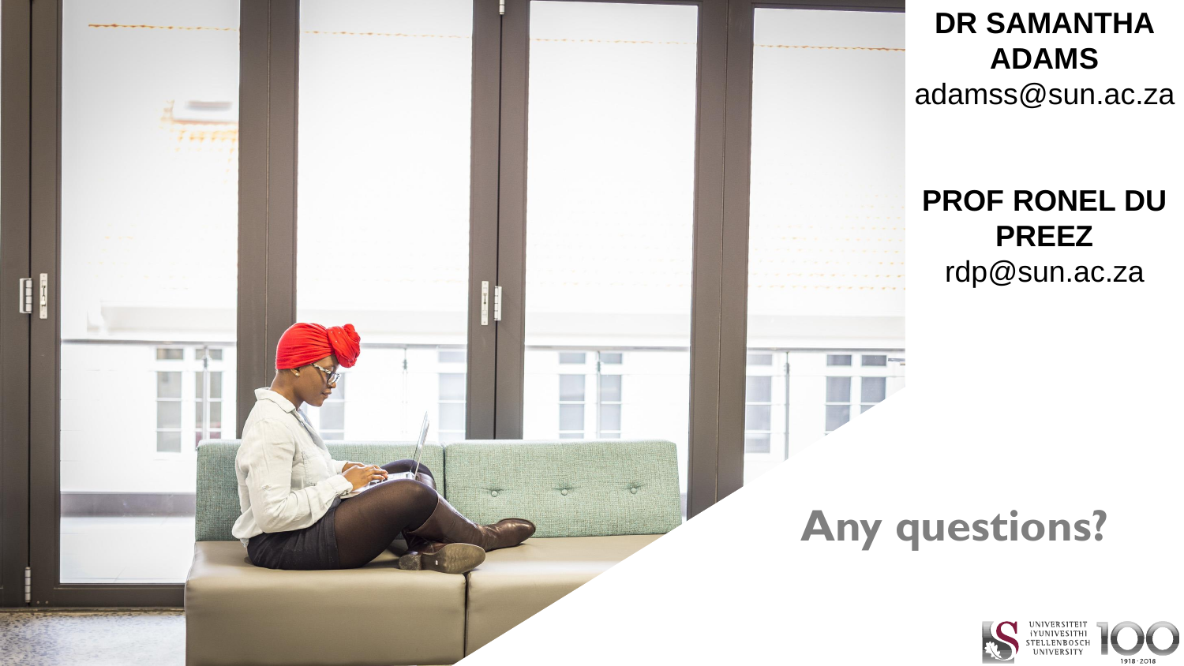**DR SAMANTHA ADAMS**
adamss@sun.ac.za

**PROF RONEL DU PREEZ**
rdp@sun.ac.za

## Any questions?